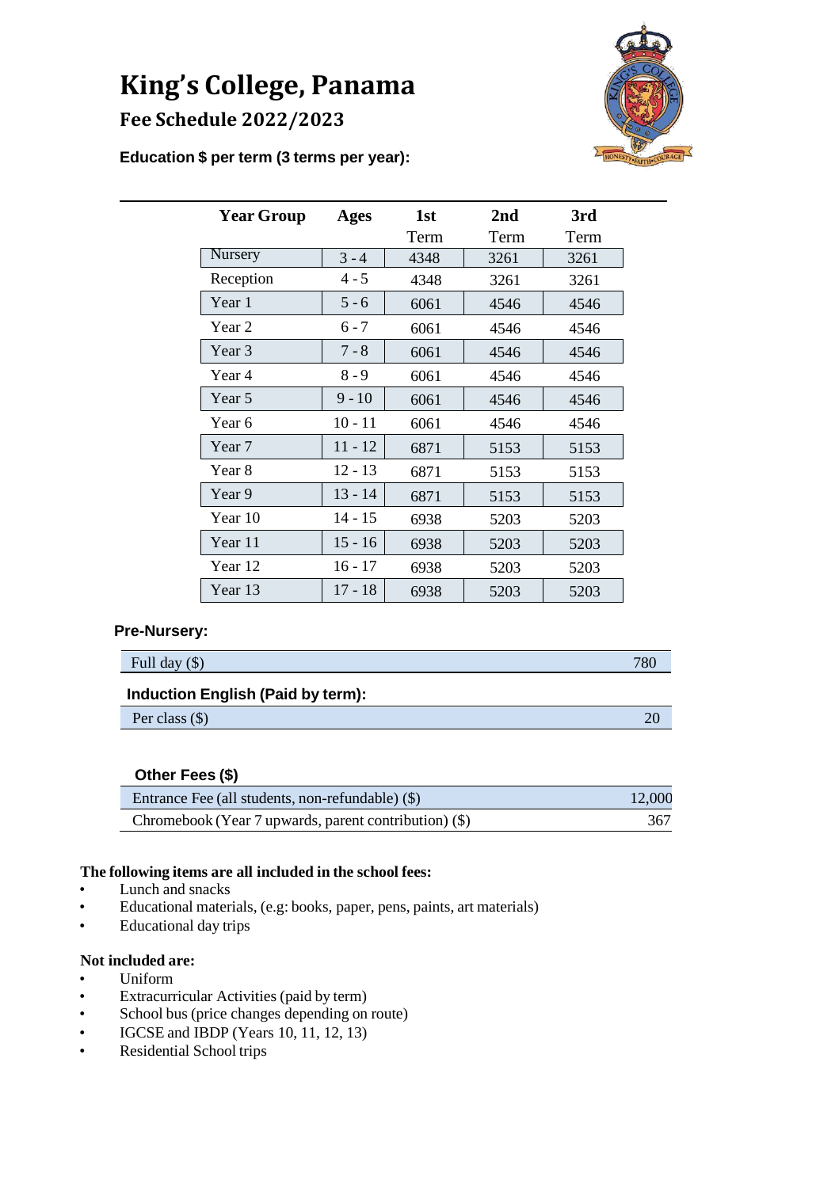# King's College, Panama

## Fee Schedule 2022/2023

**Education $ per term (3 terms per year):**

| Year Group | Ages | 1st Term | 2nd Term | 3rd Term |
|---|---|---|---|---|
| Nursery | 3 - 4 | 4348 | 3261 | 3261 |
| Reception | 4 - 5 | 4348 | 3261 | 3261 |
| Year 1 | 5 - 6 | 6061 | 4546 | 4546 |
| Year 2 | 6 - 7 | 6061 | 4546 | 4546 |
| Year 3 | 7 - 8 | 6061 | 4546 | 4546 |
| Year 4 | 8 - 9 | 6061 | 4546 | 4546 |
| Year 5 | 9 - 10 | 6061 | 4546 | 4546 |
| Year 6 | 10 - 11 | 6061 | 4546 | 4546 |
| Year 7 | 11 - 12 | 6871 | 5153 | 5153 |
| Year 8 | 12 - 13 | 6871 | 5153 | 5153 |
| Year 9 | 13 - 14 | 6871 | 5153 | 5153 |
| Year 10 | 14 - 15 | 6938 | 5203 | 5203 |
| Year 11 | 15 - 16 | 6938 | 5203 | 5203 |
| Year 12 | 16 - 17 | 6938 | 5203 | 5203 |
| Year 13 | 17 - 18 | 6938 | 5203 | 5203 |

**Pre-Nursery:**

| | |
|---|---|
| Full day ($) | 780 |

**Induction English (Paid by term):**

| | |
|---|---|
| Per class ($) | 20 |

**Other Fees ($)**

| | |
|---|---|
| Entrance Fee (all students, non-refundable) ($) | 12,000 |
| Chromebook (Year 7 upwards, parent contribution) ($) | 367 |

**The following items are all included in the school fees:**

- Lunch and snacks
- Educational materials, (e.g: books, paper, pens, paints, art materials)
- Educational day trips

**Not included are:**

- Uniform
- Extracurricular Activities (paid by term)
- School bus (price changes depending on route)
- IGCSE and IBDP (Years 10, 11, 12, 13)
- Residential School trips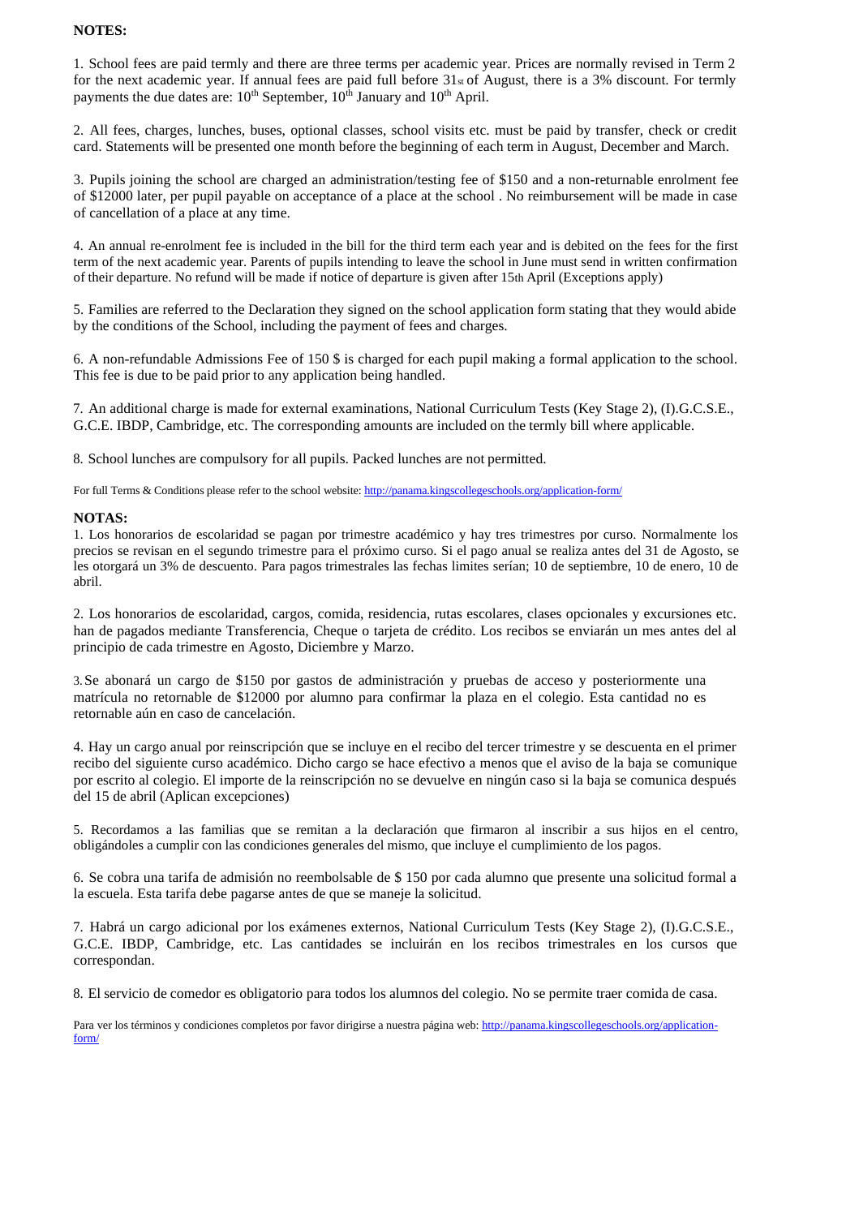**NOTES:**

1. School fees are paid termly and there are three terms per academic year. Prices are normally revised in Term 2 for the next academic year. If annual fees are paid full before 31st of August, there is a 3% discount. For termly payments the due dates are: 10th September, 10th January and 10th April.

2. All fees, charges, lunches, buses, optional classes, school visits etc. must be paid by transfer, check or credit card. Statements will be presented one month before the beginning of each term in August, December and March.

3. Pupils joining the school are charged an administration/testing fee of $150 and a non-returnable enrolment fee of $12000 later, per pupil payable on acceptance of a place at the school . No reimbursement will be made in case of cancellation of a place at any time.

4. An annual re-enrolment fee is included in the bill for the third term each year and is debited on the fees for the first term of the next academic year. Parents of pupils intending to leave the school in June must send in written confirmation of their departure. No refund will be made if notice of departure is given after 15th April (Exceptions apply)

5. Families are referred to the Declaration they signed on the school application form stating that they would abide by the conditions of the School, including the payment of fees and charges.

6. A non-refundable Admissions Fee of 150 $ is charged for each pupil making a formal application to the school. This fee is due to be paid prior to any application being handled.

7. An additional charge is made for external examinations, National Curriculum Tests (Key Stage 2), (I).G.C.S.E., G.C.E. IBDP, Cambridge, etc. The corresponding amounts are included on the termly bill where applicable.

8. School lunches are compulsory for all pupils. Packed lunches are not permitted.

For full Terms & Conditions please refer to the school website: http://panama.kingscollegeschools.org/application-form/

**NOTAS:**

1. Los honorarios de escolaridad se pagan por trimestre académico y hay tres trimestres por curso. Normalmente los precios se revisan en el segundo trimestre para el próximo curso. Si el pago anual se realiza antes del 31 de Agosto, se les otorgará un 3% de descuento. Para pagos trimestrales las fechas limites serían; 10 de septiembre, 10 de enero, 10 de abril.

2. Los honorarios de escolaridad, cargos, comida, residencia, rutas escolares, clases opcionales y excursiones etc. han de pagados mediante Transferencia, Cheque o tarjeta de crédito. Los recibos se enviarán un mes antes del al principio de cada trimestre en Agosto, Diciembre y Marzo.

3. Se abonará un cargo de $150 por gastos de administración y pruebas de acceso y posteriormente una matrícula no retornable de $12000 por alumno para confirmar la plaza en el colegio. Esta cantidad no es retornable aún en caso de cancelación.

4. Hay un cargo anual por reinscripción que se incluye en el recibo del tercer trimestre y se descuenta en el primer recibo del siguiente curso académico. Dicho cargo se hace efectivo a menos que el aviso de la baja se comunique por escrito al colegio. El importe de la reinscripción no se devuelve en ningún caso si la baja se comunica después del 15 de abril (Aplican excepciones)

5. Recordamos a las familias que se remitan a la declaración que firmaron al inscribir a sus hijos en el centro, obligándoles a cumplir con las condiciones generales del mismo, que incluye el cumplimiento de los pagos.

6. Se cobra una tarifa de admisión no reembolsable de $ 150 por cada alumno que presente una solicitud formal a la escuela. Esta tarifa debe pagarse antes de que se maneje la solicitud.

7. Habrá un cargo adicional por los exámenes externos, National Curriculum Tests (Key Stage 2), (I).G.C.S.E., G.C.E. IBDP, Cambridge, etc. Las cantidades se incluirán en los recibos trimestrales en los cursos que correspondan.

8. El servicio de comedor es obligatorio para todos los alumnos del colegio. No se permite traer comida de casa.

Para ver los términos y condiciones completos por favor dirigirse a nuestra página web: http://panama.kingscollegeschools.org/application-form/